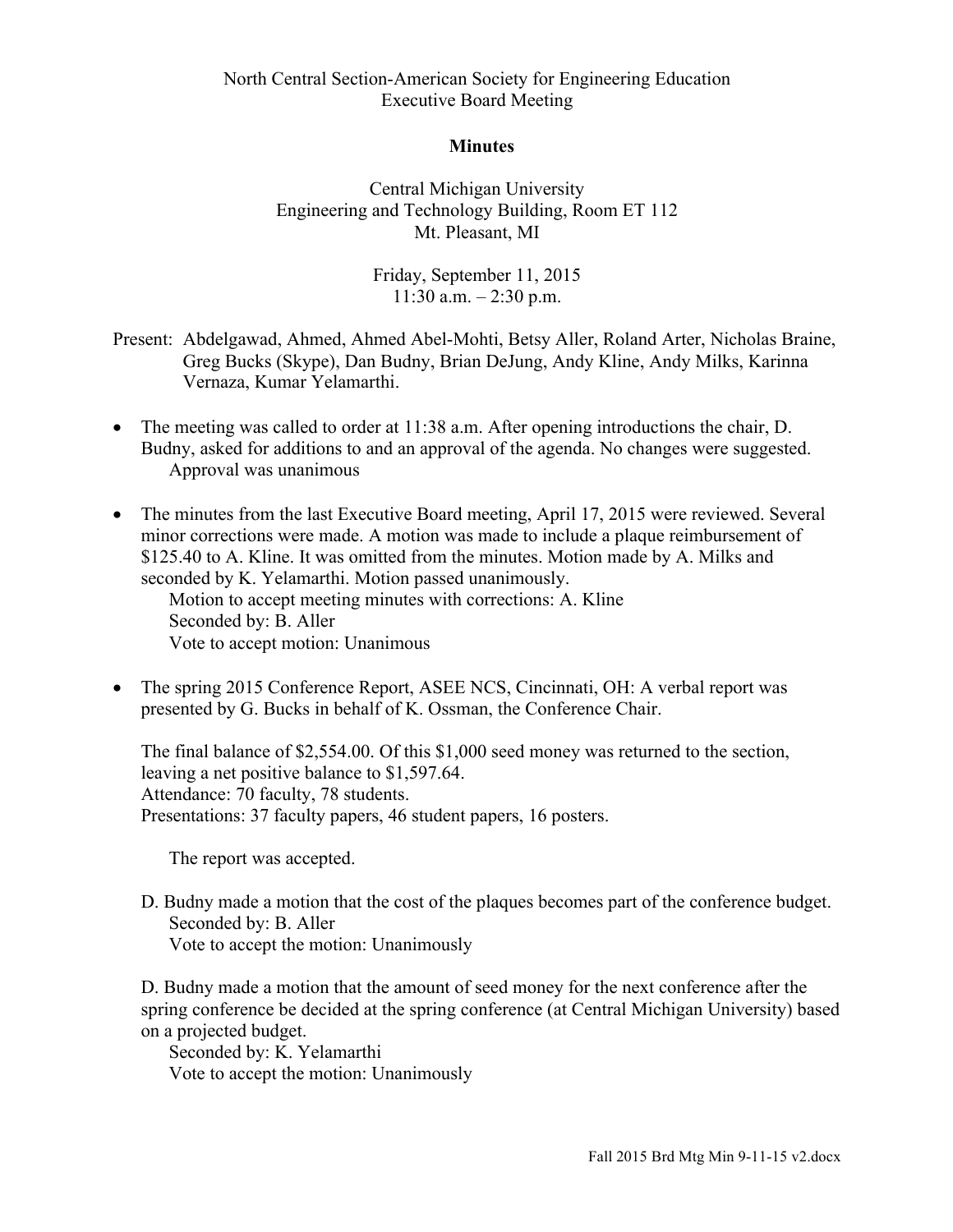North Central Section-American Society for Engineering Education
Executive Board Meeting

**Minutes**

Central Michigan University
Engineering and Technology Building, Room ET 112
Mt. Pleasant, MI

Friday, September 11, 2015
11:30 a.m. – 2:30 p.m.

Present: Abdelgawad, Ahmed, Ahmed Abel-Mohti, Betsy Aller, Roland Arter, Nicholas Braine, Greg Bucks (Skype), Dan Budny, Brian DeJung, Andy Kline, Andy Milks, Karinna Vernaza, Kumar Yelamarthi.

- The meeting was called to order at 11:38 a.m. After opening introductions the chair, D. Budny, asked for additions to and an approval of the agenda. No changes were suggested.
  Approval was unanimous

- The minutes from the last Executive Board meeting, April 17, 2015 were reviewed. Several minor corrections were made. A motion was made to include a plaque reimbursement of $125.40 to A. Kline. It was omitted from the minutes. Motion made by A. Milks and seconded by K. Yelamarthi. Motion passed unanimously.
  Motion to accept meeting minutes with corrections: A. Kline
  Seconded by: B. Aller
  Vote to accept motion: Unanimous

- The spring 2015 Conference Report, ASEE NCS, Cincinnati, OH: A verbal report was presented by G. Bucks in behalf of K. Ossman, the Conference Chair.

  The final balance of $2,554.00. Of this $1,000 seed money was returned to the section, leaving a net positive balance to $1,597.64.
  Attendance: 70 faculty, 78 students.
  Presentations: 37 faculty papers, 46 student papers, 16 posters.

  The report was accepted.

  D. Budny made a motion that the cost of the plaques becomes part of the conference budget.
  Seconded by: B. Aller
  Vote to accept the motion: Unanimously

  D. Budny made a motion that the amount of seed money for the next conference after the spring conference be decided at the spring conference (at Central Michigan University) based on a projected budget.
  Seconded by: K. Yelamarthi
  Vote to accept the motion: Unanimously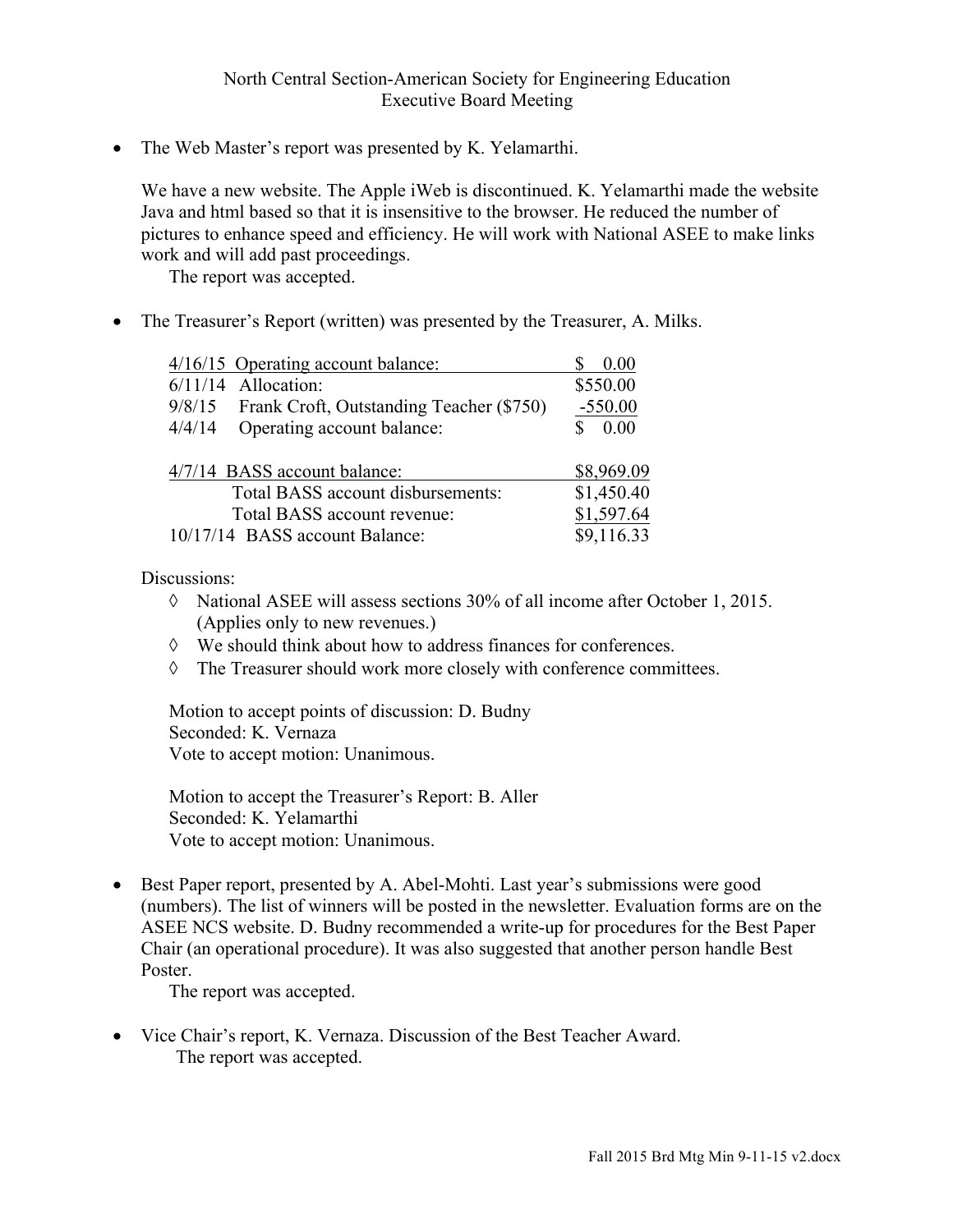North Central Section-American Society for Engineering Education
Executive Board Meeting

- The Web Master's report was presented by K. Yelamarthi.

  We have a new website. The Apple iWeb is discontinued. K. Yelamarthi made the website Java and html based so that it is insensitive to the browser. He reduced the number of pictures to enhance speed and efficiency. He will work with National ASEE to make links work and will add past proceedings.
  The report was accepted.

- The Treasurer's Report (written) was presented by the Treasurer, A. Milks.

| | | |
|---|---|---|
| 4/16/15 | Operating account balance: | $ 0.00 |
| 6/11/14 | Allocation: | $550.00 |
| 9/8/15 | Frank Croft, Outstanding Teacher ($750) | -550.00 |
| 4/4/14 | Operating account balance: | $ 0.00 |
| 4/7/14 | BASS account balance: | $8,969.09 |
| | Total BASS account disbursements: | $1,450.40 |
| | Total BASS account revenue: | $1,597.64 |
| 10/17/14 | BASS account Balance: | $9,116.33 |

  Discussions:
  - ◊ National ASEE will assess sections 30% of all income after October 1, 2015. (Applies only to new revenues.)
  - ◊ We should think about how to address finances for conferences.
  - ◊ The Treasurer should work more closely with conference committees.

  Motion to accept points of discussion: D. Budny
  Seconded: K. Vernaza
  Vote to accept motion: Unanimous.

  Motion to accept the Treasurer's Report: B. Aller
  Seconded: K. Yelamarthi
  Vote to accept motion: Unanimous.

- Best Paper report, presented by A. Abel-Mohti. Last year's submissions were good (numbers). The list of winners will be posted in the newsletter. Evaluation forms are on the ASEE NCS website. D. Budny recommended a write-up for procedures for the Best Paper Chair (an operational procedure). It was also suggested that another person handle Best Poster.
  The report was accepted.

- Vice Chair's report, K. Vernaza. Discussion of the Best Teacher Award.
  The report was accepted.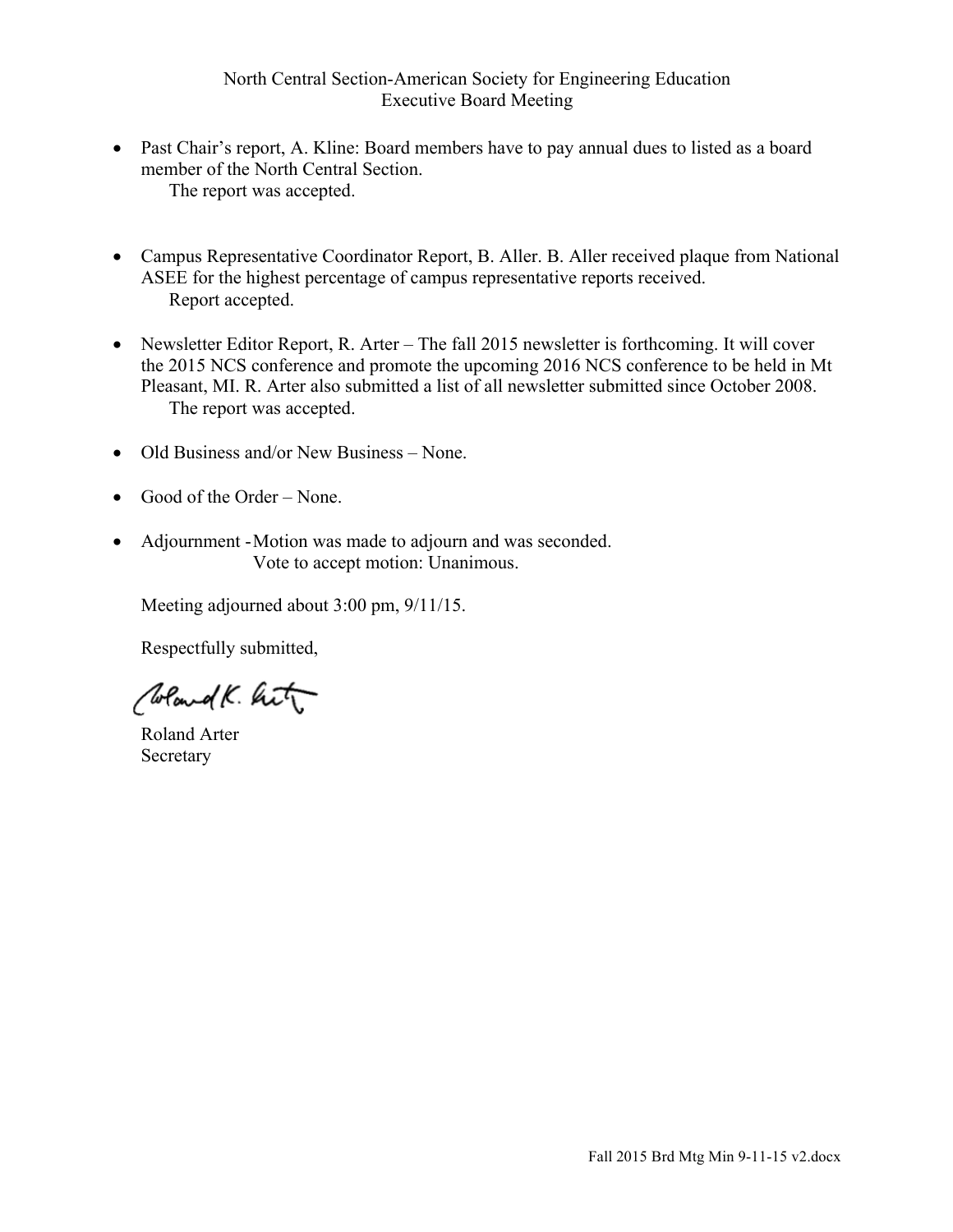North Central Section-American Society for Engineering Education
Executive Board Meeting

- Past Chair's report, A. Kline: Board members have to pay annual dues to listed as a board member of the North Central Section.
  The report was accepted.

- Campus Representative Coordinator Report, B. Aller. B. Aller received plaque from National ASEE for the highest percentage of campus representative reports received.
  Report accepted.

- Newsletter Editor Report, R. Arter – The fall 2015 newsletter is forthcoming. It will cover the 2015 NCS conference and promote the upcoming 2016 NCS conference to be held in Mt Pleasant, MI. R. Arter also submitted a list of all newsletter submitted since October 2008.
  The report was accepted.

- Old Business and/or New Business – None.

- Good of the Order – None.

- Adjournment - Motion was made to adjourn and was seconded.
  Vote to accept motion: Unanimous.

Meeting adjourned about 3:00 pm, 9/11/15.

Respectfully submitted,

Roland Arter
Secretary